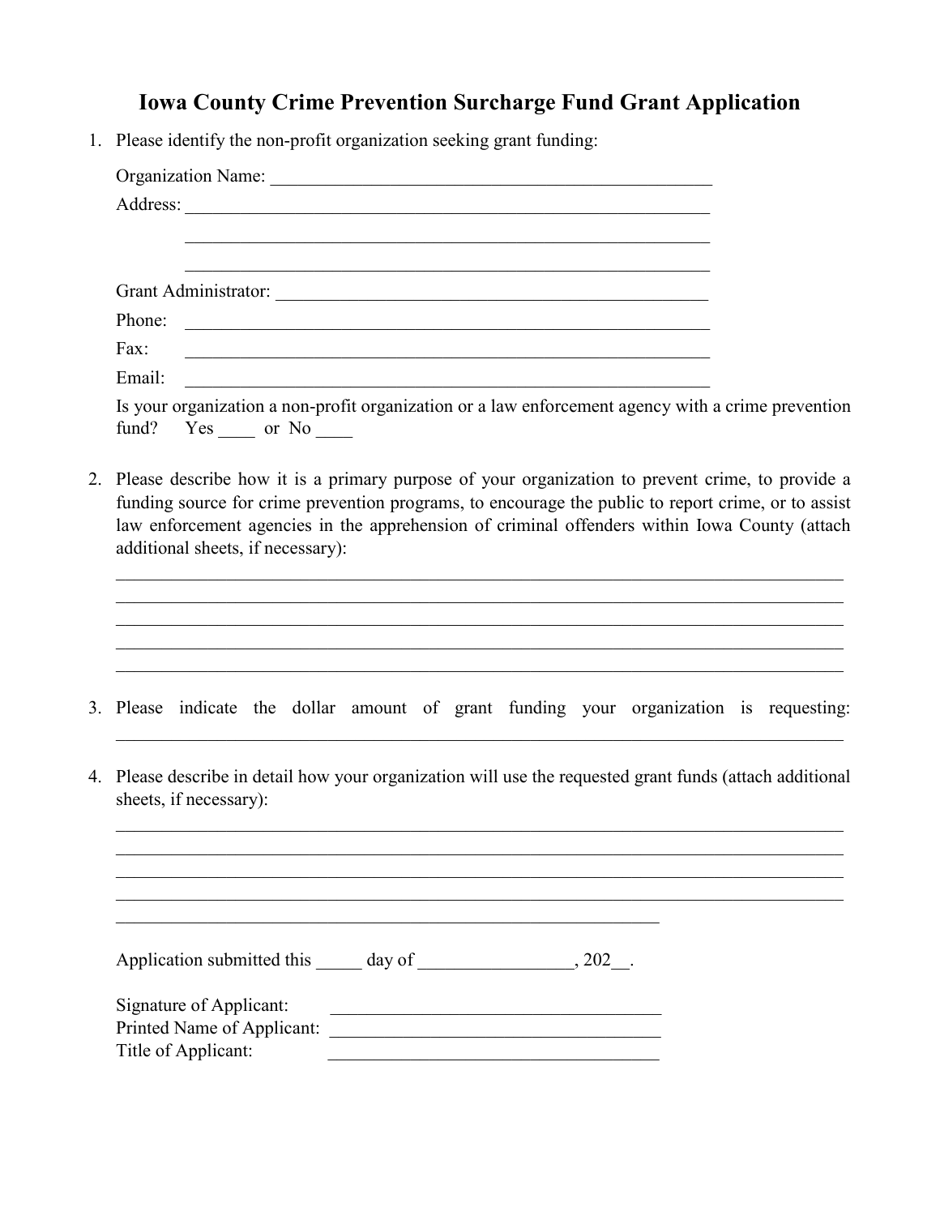# Iowa County Crime Prevention Surcharge Fund Grant Application

1. Please identify the non-profit organization seeking grant funding:

   Organization Name: ___________________________________________________

   Address: ____________________________________________________________

   ____________________________________________________________

   ____________________________________________________________

   Grant Administrator: __________________________________________________

   Phone: ____________________________________________________________

   Fax: ____________________________________________________________

   Email: ____________________________________________________________

   Is your organization a non-profit organization or a law enforcement agency with a crime prevention fund? Yes ____ or No ____

2. Please describe how it is a primary purpose of your organization to prevent crime, to provide a funding source for crime prevention programs, to encourage the public to report crime, or to assist law enforcement agencies in the apprehension of criminal offenders within Iowa County (attach additional sheets, if necessary):

   ____________________________________________________________________________________

   ____________________________________________________________________________________

   ____________________________________________________________________________________

   ____________________________________________________________________________________

   ____________________________________________________________________________________

3. Please indicate the dollar amount of grant funding your organization is requesting:

   ____________________________________________________________________________________

4. Please describe in detail how your organization will use the requested grant funds (attach additional sheets, if necessary):

   ____________________________________________________________________________________

   ____________________________________________________________________________________

   ____________________________________________________________________________________

   ____________________________________________________________________________________

   ______________________________________________________________

   Application submitted this _____ day of _________________, 202__.

   Signature of Applicant: _____________________________________

   Printed Name of Applicant: _____________________________________

   Title of Applicant: _____________________________________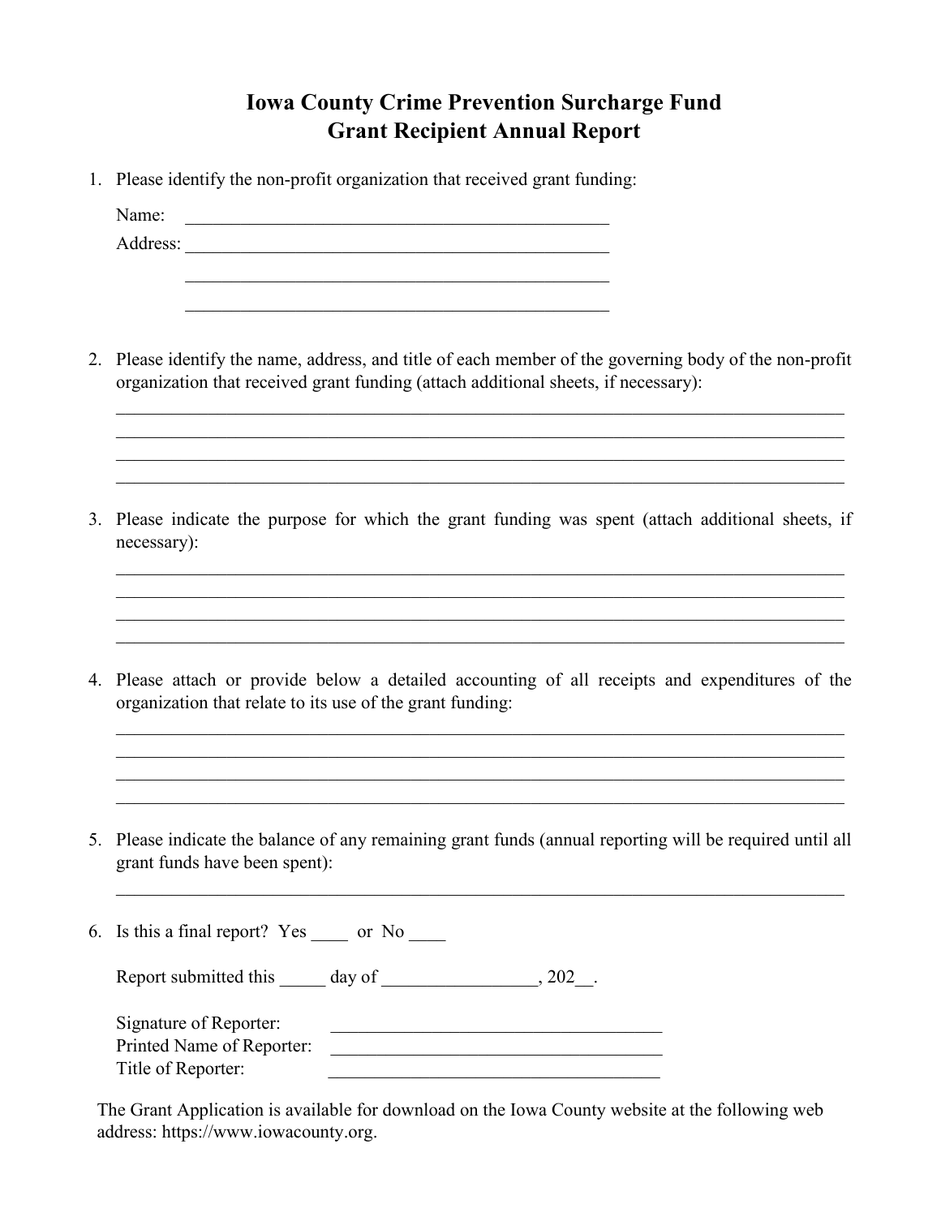# Iowa County Crime Prevention Surcharge Fund
# Grant Recipient Annual Report

1. Please identify the non-profit organization that received grant funding:

   Name: ________________________________________________

   Address: ________________________________________________

   ________________________________________________

   ________________________________________________

2. Please identify the name, address, and title of each member of the governing body of the non-profit organization that received grant funding (attach additional sheets, if necessary):

   ________________________________________________________________________________

   ________________________________________________________________________________

   ________________________________________________________________________________

   ________________________________________________________________________________

3. Please indicate the purpose for which the grant funding was spent (attach additional sheets, if necessary):

   ________________________________________________________________________________

   ________________________________________________________________________________

   ________________________________________________________________________________

   ________________________________________________________________________________

4. Please attach or provide below a detailed accounting of all receipts and expenditures of the organization that relate to its use of the grant funding:

   ________________________________________________________________________________

   ________________________________________________________________________________

   ________________________________________________________________________________

   ________________________________________________________________________________

5. Please indicate the balance of any remaining grant funds (annual reporting will be required until all grant funds have been spent):

   ________________________________________________________________________________

6. Is this a final report? Yes ____ or No ____

   Report submitted this _____ day of _________________, 202__.

   Signature of Reporter: ____________________________________

   Printed Name of Reporter: ____________________________________

   Title of Reporter: ____________________________________

The Grant Application is available for download on the Iowa County website at the following web address: https://www.iowacounty.org.